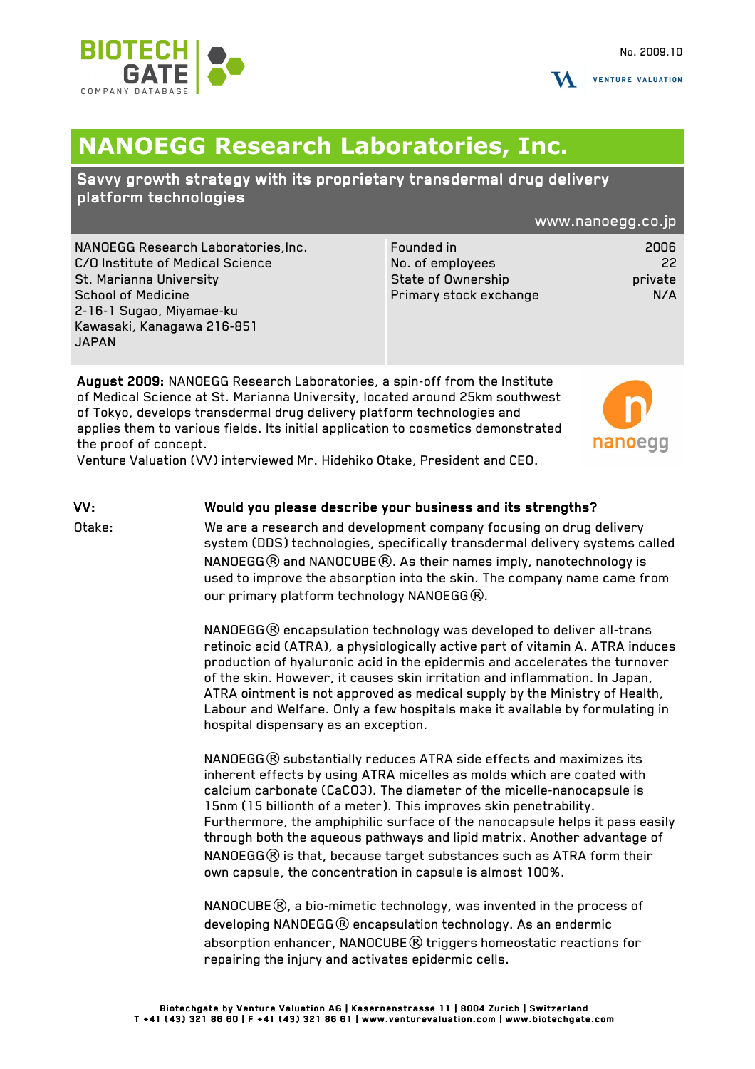No. 2009.10

# NANOEGG Research Laboratories, Inc.

## Savvy growth strategy with its proprietary transdermal drug delivery platform technologies

www.nanoegg.co.jp

| | | | |
|---|---|---|---|
| NANOEGG Research Laboratories,Inc.<br>C/O Institute of Medical Science<br>St. Marianna University<br>School of Medicine<br>2-16-1 Sugao, Miyamae-ku<br>Kawasaki, Kanagawa 216-851<br>JAPAN | Founded in<br>No. of employees<br>State of Ownership<br>Primary stock exchange | | 2006<br>22<br>private<br>N/A |

**August 2009:** NANOEGG Research Laboratories, a spin-off from the Institute of Medical Science at St. Marianna University, located around 25km southwest of Tokyo, develops transdermal drug delivery platform technologies and applies them to various fields. Its initial application to cosmetics demonstrated the proof of concept.
Venture Valuation (VV) interviewed Mr. Hidehiko Otake, President and CEO.

**VV: Would you please describe your business and its strengths?**

Otake: We are a research and development company focusing on drug delivery system (DDS) technologies, specifically transdermal delivery systems called NANOEGG® and NANOCUBE®. As their names imply, nanotechnology is used to improve the absorption into the skin. The company name came from our primary platform technology NANOEGG®.

NANOEGG® encapsulation technology was developed to deliver all-trans retinoic acid (ATRA), a physiologically active part of vitamin A. ATRA induces production of hyaluronic acid in the epidermis and accelerates the turnover of the skin. However, it causes skin irritation and inflammation. In Japan, ATRA ointment is not approved as medical supply by the Ministry of Health, Labour and Welfare. Only a few hospitals make it available by formulating in hospital dispensary as an exception.

NANOEGG® substantially reduces ATRA side effects and maximizes its inherent effects by using ATRA micelles as molds which are coated with calcium carbonate ($CaCO_3$). The diameter of the micelle-nanocapsule is 15nm (15 billionth of a meter). This improves skin penetrability. Furthermore, the amphiphilic surface of the nanocapsule helps it pass easily through both the aqueous pathways and lipid matrix. Another advantage of NANOEGG® is that, because target substances such as ATRA form their own capsule, the concentration in capsule is almost 100%.

NANOCUBE®, a bio-mimetic technology, was invented in the process of developing NANOEGG® encapsulation technology. As an endermic absorption enhancer, NANOCUBE® triggers homeostatic reactions for repairing the injury and activates epidermic cells.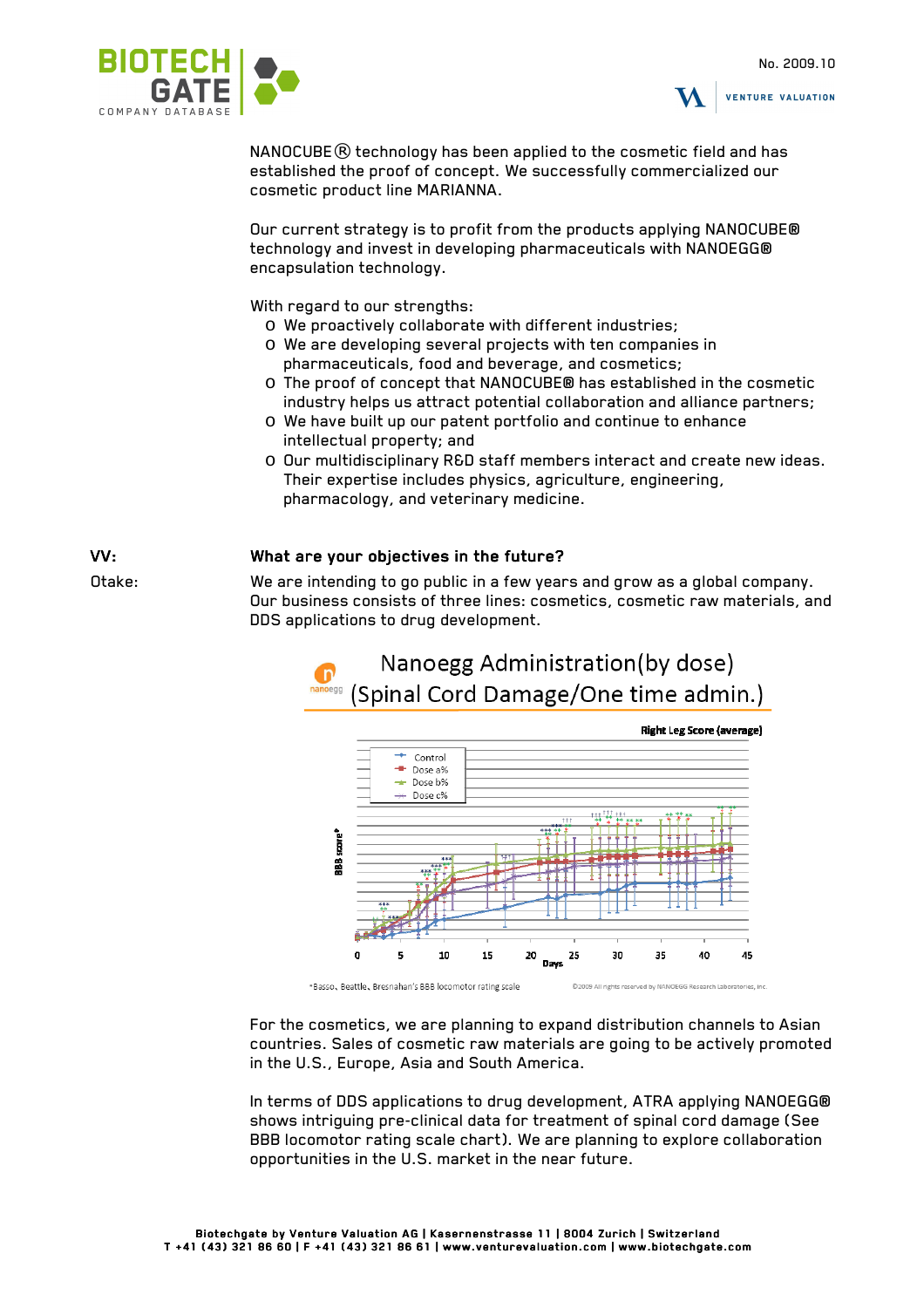NANOCUBE® technology has been applied to the cosmetic field and has established the proof of concept. We successfully commercialized our cosmetic product line MARIANNA.

Our current strategy is to profit from the products applying NANOCUBE® technology and invest in developing pharmaceuticals with NANOEGG® encapsulation technology.

With regard to our strengths:

- We proactively collaborate with different industries;
- We are developing several projects with ten companies in pharmaceuticals, food and beverage, and cosmetics;
- The proof of concept that NANOCUBE® has established in the cosmetic industry helps us attract potential collaboration and alliance partners;
- We have built up our patent portfolio and continue to enhance intellectual property; and
- Our multidisciplinary R&D staff members interact and create new ideas. Their expertise includes physics, agriculture, engineering, pharmacology, and veterinary medicine.

**VV:** **What are your objectives in the future?**

Otake: We are intending to go public in a few years and grow as a global company. Our business consists of three lines: cosmetics, cosmetic raw materials, and DDS applications to drug development.

Nanoegg Administration(by dose)
(Spinal Cord Damage/One time admin.)

nanoegg

Right Leg Score (average)

Control
Dose a%
Dose b%
Dose c%

BBB score*

0 5 10 15 20 25 30 35 40 45

Days

*Basso, Beattie, Bresnahan's BBB locomotor rating scale

©2009 All rights reserved by NANOEGG Research Laboratories, Inc.

For the cosmetics, we are planning to expand distribution channels to Asian countries. Sales of cosmetic raw materials are going to be actively promoted in the U.S., Europe, Asia and South America.

In terms of DDS applications to drug development, ATRA applying NANOEGG® shows intriguing pre-clinical data for treatment of spinal cord damage (See BBB locomotor rating scale chart). We are planning to explore collaboration opportunities in the U.S. market in the near future.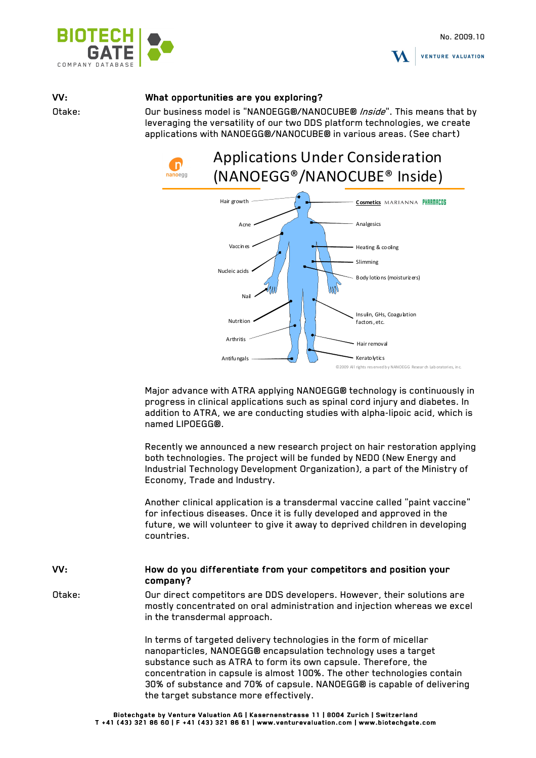**VV:** **What opportunities are you exploring?**

Otake: Our business model is "NANOEGG®/NANOCUBE® *Inside*". This means that by leveraging the versatility of our two DDS platform technologies, we create applications with NANOEGG®/NANOCUBE® in various areas. (See chart)

Applications Under Consideration (NANOEGG®/NANOCUBE® Inside)

nanoegg

Hair growth
Acne
Vaccines
Nucleic acids
Nail
Nutrition
Arthritis
Antifungals
Cosmetics MARIANNA PHARMACOS
Analgesics
Heating & cooling
Slimming
Body lotions (moisturizers)
Insulin, GHs, Coagulation factors, etc.
Hair removal
Keratolytics

©2009 All rights reserved by NANOEGG Research Laboratories, inc.

Major advance with ATRA applying NANOEGG® technology is continuously in progress in clinical applications such as spinal cord injury and diabetes. In addition to ATRA, we are conducting studies with alpha-lipoic acid, which is named LIPOEGG®.

Recently we announced a new research project on hair restoration applying both technologies. The project will be funded by NEDO (New Energy and Industrial Technology Development Organization), a part of the Ministry of Economy, Trade and Industry.

Another clinical application is a transdermal vaccine called "paint vaccine" for infectious diseases. Once it is fully developed and approved in the future, we will volunteer to give it away to deprived children in developing countries.

**VV:** **How do you differentiate from your competitors and position your company?**

Otake: Our direct competitors are DDS developers. However, their solutions are mostly concentrated on oral administration and injection whereas we excel in the transdermal approach.

In terms of targeted delivery technologies in the form of micellar nanoparticles, NANOEGG® encapsulation technology uses a target substance such as ATRA to form its own capsule. Therefore, the concentration in capsule is almost 100%. The other technologies contain 30% of substance and 70% of capsule. NANOEGG® is capable of delivering the target substance more effectively.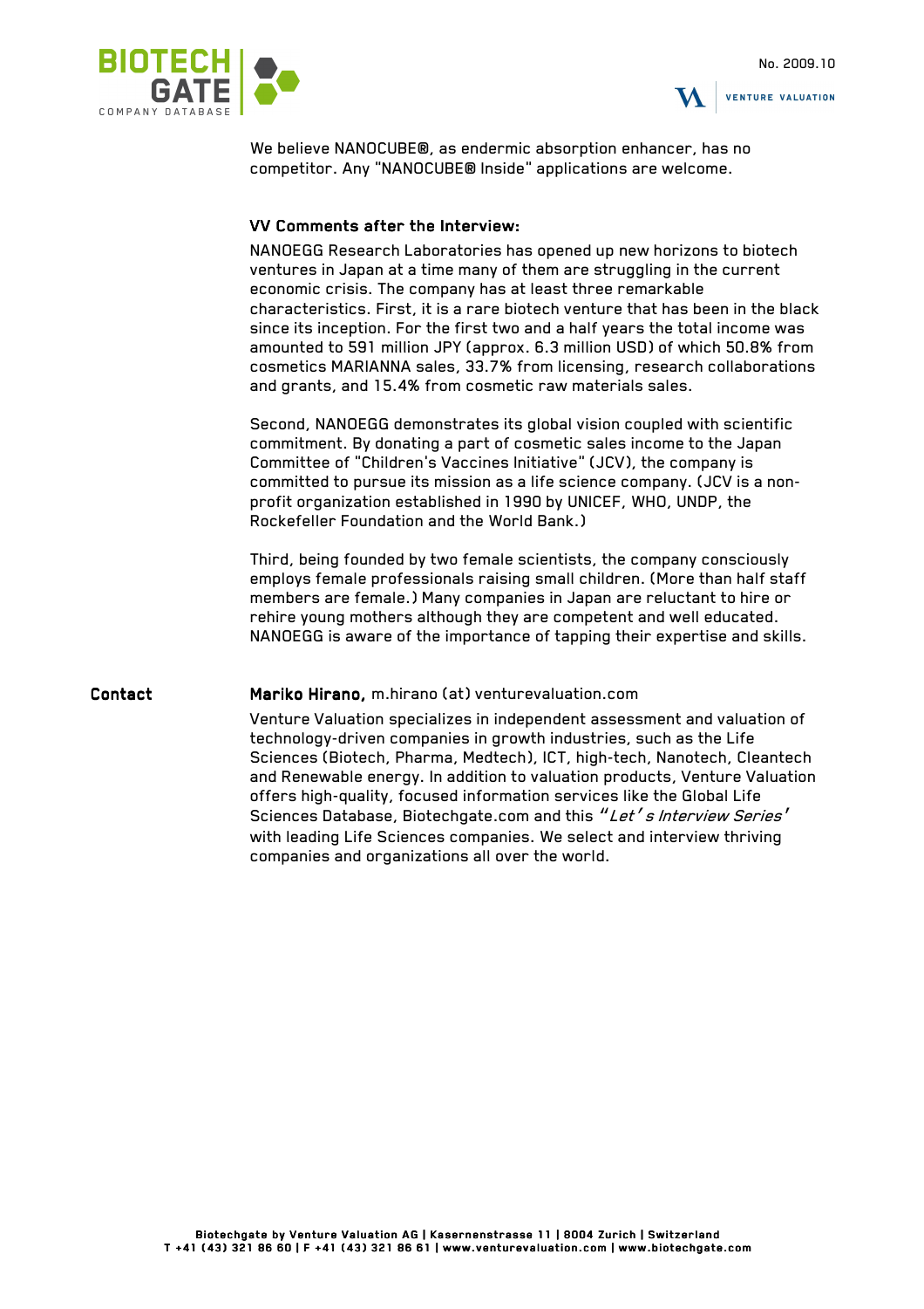We believe NANOCUBE®, as endermic absorption enhancer, has no competitor. Any "NANOCUBE® Inside" applications are welcome.

**VV Comments after the Interview:**

NANOEGG Research Laboratories has opened up new horizons to biotech ventures in Japan at a time many of them are struggling in the current economic crisis. The company has at least three remarkable characteristics. First, it is a rare biotech venture that has been in the black since its inception. For the first two and a half years the total income was amounted to 591 million JPY (approx. 6.3 million USD) of which 50.8% from cosmetics MARIANNA sales, 33.7% from licensing, research collaborations and grants, and 15.4% from cosmetic raw materials sales.

Second, NANOEGG demonstrates its global vision coupled with scientific commitment. By donating a part of cosmetic sales income to the Japan Committee of "Children's Vaccines Initiative" (JCV), the company is committed to pursue its mission as a life science company. (JCV is a non-profit organization established in 1990 by UNICEF, WHO, UNDP, the Rockefeller Foundation and the World Bank.)

Third, being founded by two female scientists, the company consciously employs female professionals raising small children. (More than half staff members are female.) Many companies in Japan are reluctant to hire or rehire young mothers although they are competent and well educated. NANOEGG is aware of the importance of tapping their expertise and skills.

**Contact**

**Mariko Hirano,** m.hirano (at) venturevaluation.com

Venture Valuation specializes in independent assessment and valuation of technology-driven companies in growth industries, such as the Life Sciences (Biotech, Pharma, Medtech), ICT, high-tech, Nanotech, Cleantech and Renewable energy. In addition to valuation products, Venture Valuation offers high-quality, focused information services like the Global Life Sciences Database, Biotechgate.com and this *"Let's Interview Series'* with leading Life Sciences companies. We select and interview thriving companies and organizations all over the world.